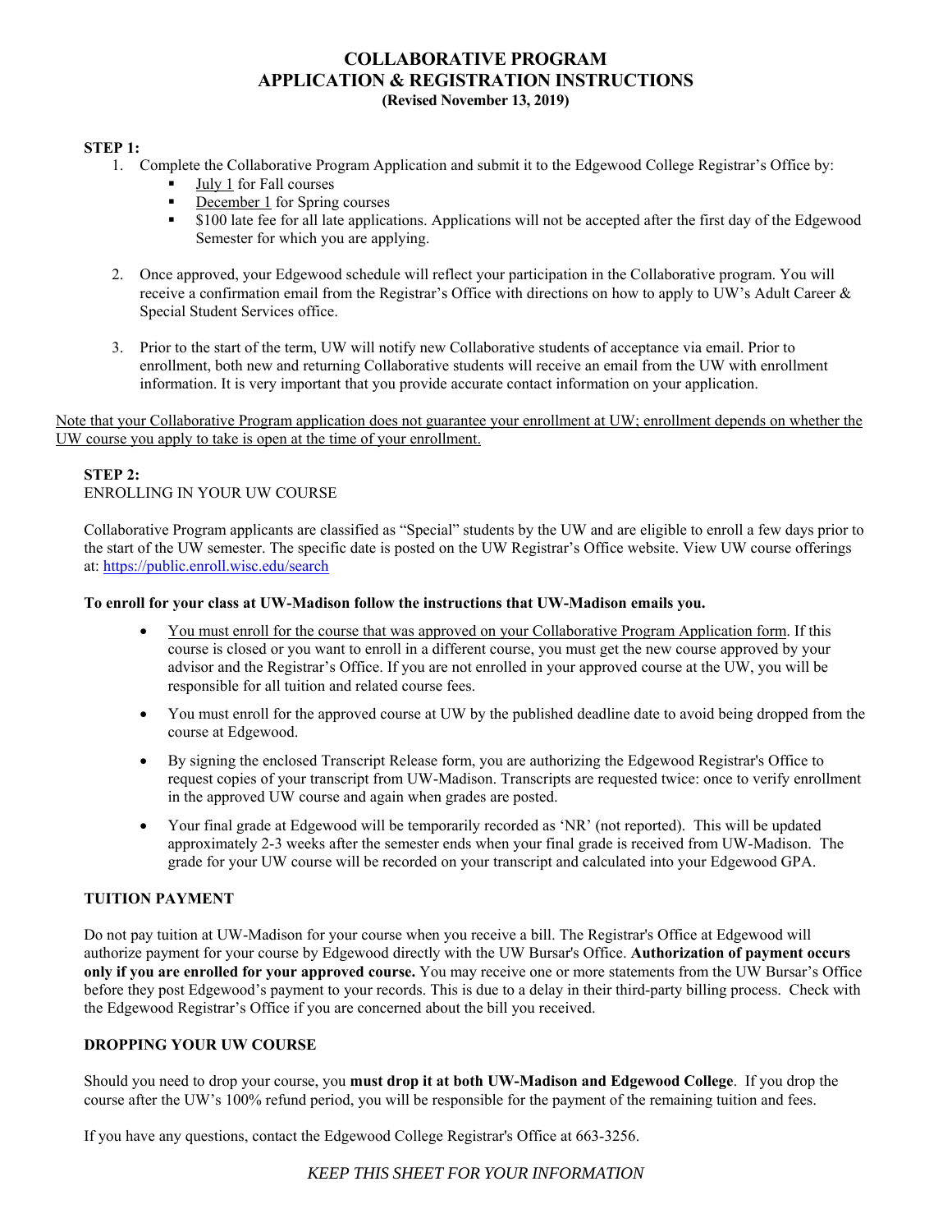# COLLABORATIVE PROGRAM
# APPLICATION & REGISTRATION INSTRUCTIONS

**(Revised November 13, 2019)**

**STEP 1:**

1. Complete the Collaborative Program Application and submit it to the Edgewood College Registrar's Office by:
   - <u>July 1</u> for Fall courses
   - <u>December 1</u> for Spring courses
   - $100 late fee for all late applications. Applications will not be accepted after the first day of the Edgewood Semester for which you are applying.

2. Once approved, your Edgewood schedule will reflect your participation in the Collaborative program. You will receive a confirmation email from the Registrar's Office with directions on how to apply to UW's Adult Career & Special Student Services office.

3. Prior to the start of the term, UW will notify new Collaborative students of acceptance via email. Prior to enrollment, both new and returning Collaborative students will receive an email from the UW with enrollment information. It is very important that you provide accurate contact information on your application.

<u>Note that your Collaborative Program application does not guarantee your enrollment at UW; enrollment depends on whether the UW course you apply to take is open at the time of your enrollment.</u>

**STEP 2:**

ENROLLING IN YOUR UW COURSE

Collaborative Program applicants are classified as "Special" students by the UW and are eligible to enroll a few days prior to the start of the UW semester. The specific date is posted on the UW Registrar's Office website. View UW course offerings at: https://public.enroll.wisc.edu/search

**To enroll for your class at UW-Madison follow the instructions that UW-Madison emails you.**

- <u>You must enroll for the course that was approved on your Collaborative Program Application form</u>. If this course is closed or you want to enroll in a different course, you must get the new course approved by your advisor and the Registrar's Office. If you are not enrolled in your approved course at the UW, you will be responsible for all tuition and related course fees.
- You must enroll for the approved course at UW by the published deadline date to avoid being dropped from the course at Edgewood.
- By signing the enclosed Transcript Release form, you are authorizing the Edgewood Registrar's Office to request copies of your transcript from UW-Madison. Transcripts are requested twice: once to verify enrollment in the approved UW course and again when grades are posted.
- Your final grade at Edgewood will be temporarily recorded as 'NR' (not reported). This will be updated approximately 2-3 weeks after the semester ends when your final grade is received from UW-Madison. The grade for your UW course will be recorded on your transcript and calculated into your Edgewood GPA.

**TUITION PAYMENT**

Do not pay tuition at UW-Madison for your course when you receive a bill. The Registrar's Office at Edgewood will authorize payment for your course by Edgewood directly with the UW Bursar's Office. **Authorization of payment occurs only if you are enrolled for your approved course.** You may receive one or more statements from the UW Bursar's Office before they post Edgewood's payment to your records. This is due to a delay in their third-party billing process. Check with the Edgewood Registrar's Office if you are concerned about the bill you received.

**DROPPING YOUR UW COURSE**

Should you need to drop your course, you **must drop it at both UW-Madison and Edgewood College**. If you drop the course after the UW's 100% refund period, you will be responsible for the payment of the remaining tuition and fees.

If you have any questions, contact the Edgewood College Registrar's Office at 663-3256.

*KEEP THIS SHEET FOR YOUR INFORMATION*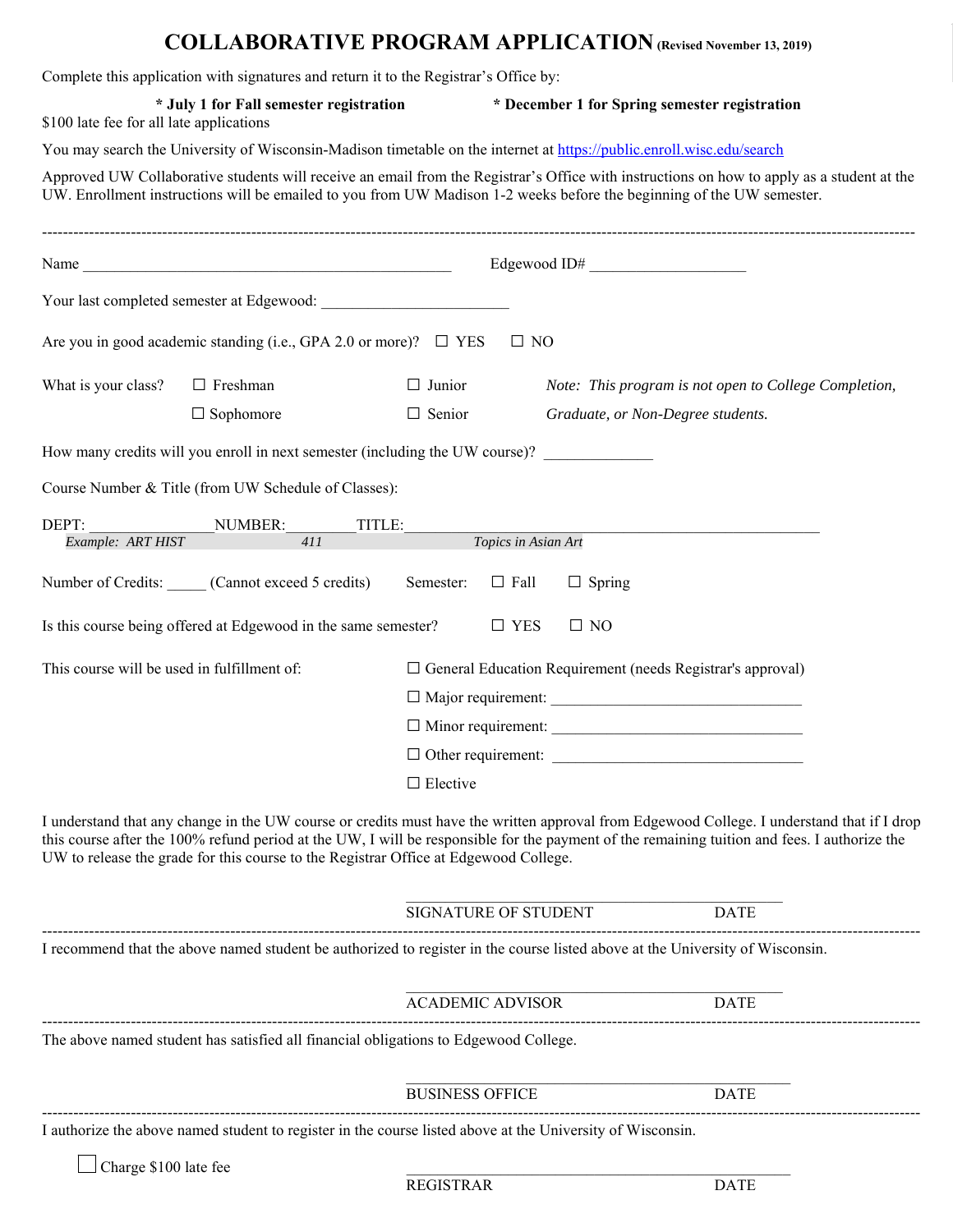# COLLABORATIVE PROGRAM APPLICATION (Revised November 13, 2019)

Complete this application with signatures and return it to the Registrar's Office by:

**\* July 1 for Fall semester registration** **\* December 1 for Spring semester registration**

$100 late fee for all late applications

You may search the University of Wisconsin-Madison timetable on the internet at [https://public.enroll.wisc.edu/search](https://public.enroll.wisc.edu/search)

Approved UW Collaborative students will receive an email from the Registrar's Office with instructions on how to apply as a student at the UW. Enrollment instructions will be emailed to you from UW Madison 1-2 weeks before the beginning of the UW semester.

---

Name ______________________________________________ Edgewood ID# ____________________

Your last completed semester at Edgewood: ________________________

Are you in good academic standing (i.e., GPA 2.0 or more)? ☐ YES ☐ NO

What is your class? ☐ Freshman ☐ Sophomore ☐ Junior ☐ Senior

*Note: This program is not open to College Completion, Graduate, or Non-Degree students.*

How many credits will you enroll in next semester (including the UW course)? _____________

Course Number & Title (from UW Schedule of Classes):

DEPT: _______________ NUMBER: ________ TITLE: ____________________________________________________

*Example: ART HIST 411 Topics in Asian Art*

Number of Credits: _____ (Cannot exceed 5 credits) Semester: ☐ Fall ☐ Spring

Is this course being offered at Edgewood in the same semester? ☐ YES ☐ NO

This course will be used in fulfillment of:

- ☐ General Education Requirement (needs Registrar's approval)
- ☐ Major requirement: ________________________________
- ☐ Minor requirement: ________________________________
- ☐ Other requirement: ________________________________
- ☐ Elective

I understand that any change in the UW course or credits must have the written approval from Edgewood College. I understand that if I drop this course after the 100% refund period at the UW, I will be responsible for the payment of the remaining tuition and fees. I authorize the UW to release the grade for this course to the Registrar Office at Edgewood College.

_______________________________________________
SIGNATURE OF STUDENT DATE

---

I recommend that the above named student be authorized to register in the course listed above at the University of Wisconsin.

_______________________________________________
ACADEMIC ADVISOR DATE

---

The above named student has satisfied all financial obligations to Edgewood College.

_______________________________________________
BUSINESS OFFICE DATE

---

I authorize the above named student to register in the course listed above at the University of Wisconsin.

☐ Charge $100 late fee

_______________________________________________
REGISTRAR DATE